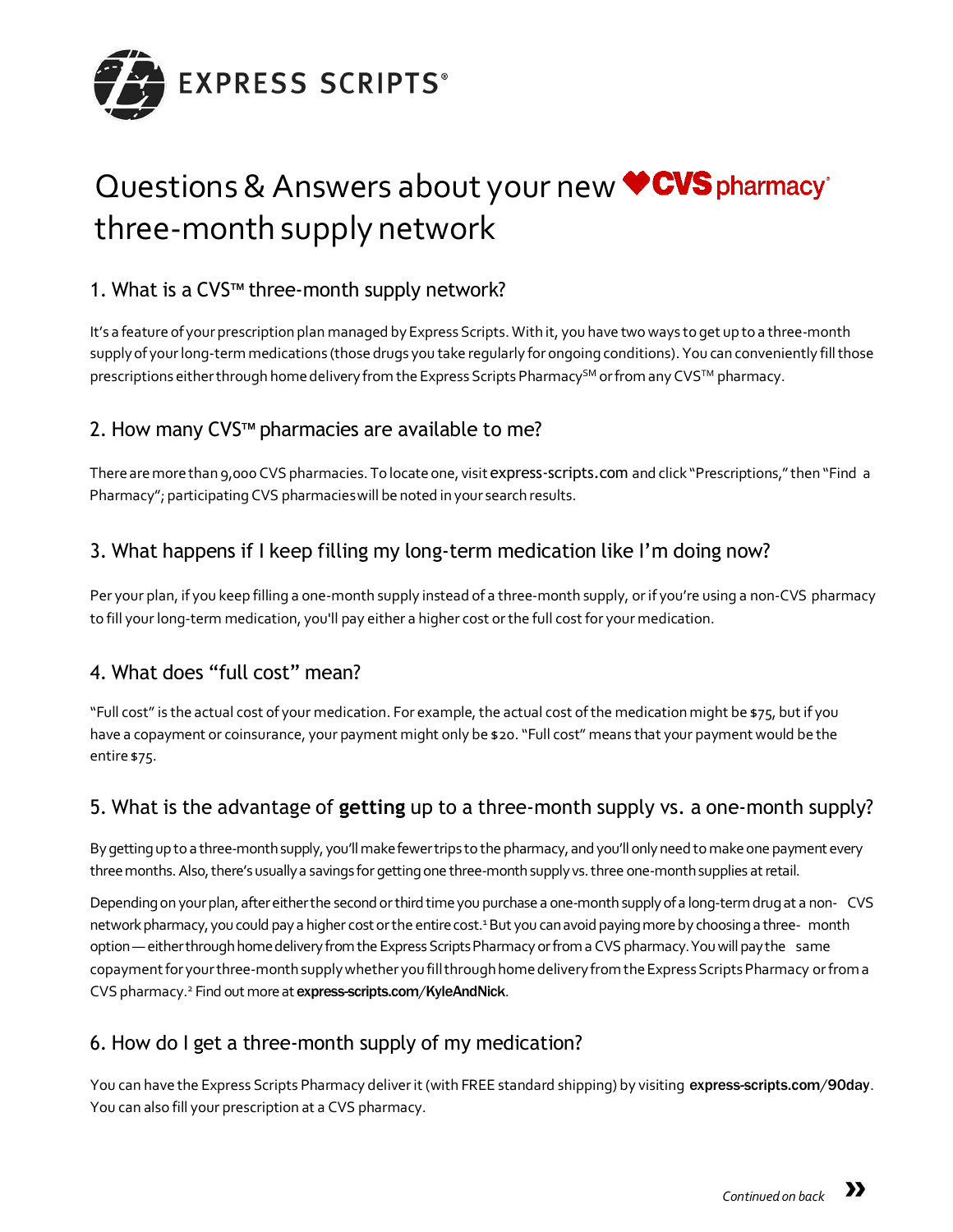EXPRESS SCRIPTS®

# Questions & Answers about your new CVS pharmacy® three-month supply network

## 1. What is a CVS™ three-month supply network?

It's a feature of your prescription plan managed by Express Scripts. With it, you have two ways to get up to a three-month supply of your long-term medications (those drugs you take regularly for ongoing conditions). You can conveniently fill those prescriptions either through home delivery from the Express Scripts Pharmacy℠ or from any CVS™ pharmacy.

## 2. How many CVS™ pharmacies are available to me?

There are more than 9,000 CVS pharmacies. To locate one, visit express-scripts.com and click "Prescriptions," then "Find a Pharmacy"; participating CVS pharmacies will be noted in your search results.

## 3. What happens if I keep filling my long-term medication like I'm doing now?

Per your plan, if you keep filling a one-month supply instead of a three-month supply, or if you're using a non-CVS pharmacy to fill your long-term medication, you'll pay either a higher cost or the full cost for your medication.

## 4. What does "full cost" mean?

"Full cost" is the actual cost of your medication. For example, the actual cost of the medication might be $75, but if you have a copayment or coinsurance, your payment might only be $20. "Full cost" means that your payment would be the entire $75.

## 5. What is the advantage of **getting** up to a three-month supply vs. a one-month supply?

By getting up to a three-month supply, you'll make fewer trips to the pharmacy, and you'll only need to make one payment every three months. Also, there's usually a savings for getting one three-month supply vs. three one-month supplies at retail.

Depending on your plan, after either the second or third time you purchase a one-month supply of a long-term drug at a non-CVS network pharmacy, you could pay a higher cost or the entire cost.[1] But you can avoid paying more by choosing a three-month option — either through home delivery from the Express Scripts Pharmacy or from a CVS pharmacy. You will pay the same copayment for your three-month supply whether you fill through home delivery from the Express Scripts Pharmacy or from a CVS pharmacy.[2] Find out more at **express-scripts.com/KyleAndNick**.

## 6. How do I get a three-month supply of my medication?

You can have the Express Scripts Pharmacy deliver it (with FREE standard shipping) by visiting **express-scripts.com/90day**. You can also fill your prescription at a CVS pharmacy.

*Continued on back* »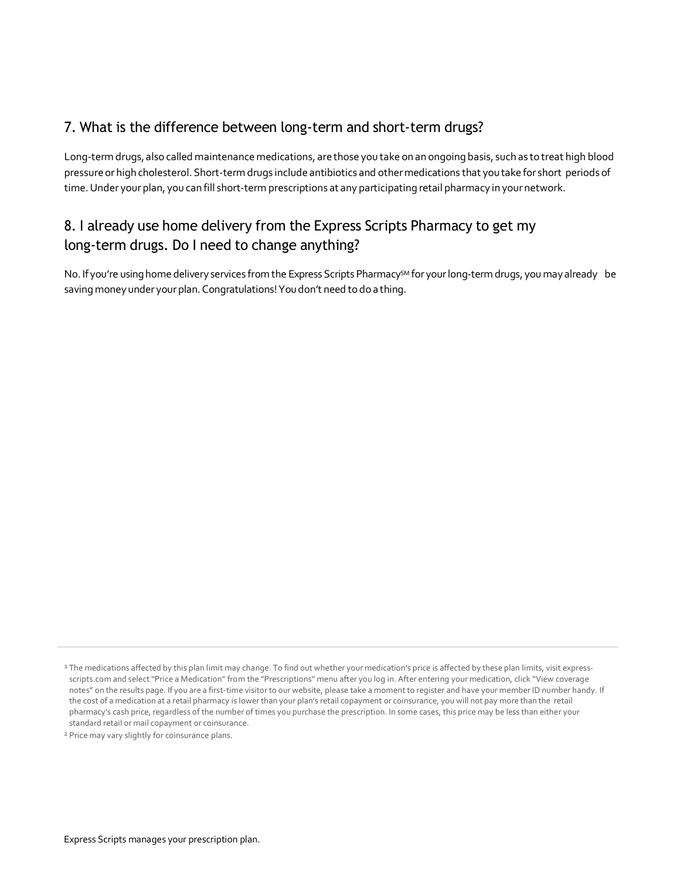## 7. What is the difference between long-term and short-term drugs?

Long-term drugs, also called maintenance medications, are those you take on an ongoing basis, such as to treat high blood pressure or high cholesterol. Short-term drugs include antibiotics and other medications that you take for short periods of time. Under your plan, you can fill short-term prescriptions at any participating retail pharmacy in your network.

## 8. I already use home delivery from the Express Scripts Pharmacy to get my long-term drugs. Do I need to change anything?

No. If you're using home delivery services from the Express Scripts Pharmacy℠ for your long-term drugs, you may already be saving money under your plan. Congratulations! You don't need to do a thing.

---

[1] The medications affected by this plan limit may change. To find out whether your medication's price is affected by these plan limits, visit express-scripts.com and select "Price a Medication" from the "Prescriptions" menu after you log in. After entering your medication, click "View coverage notes" on the results page. If you are a first-time visitor to our website, please take a moment to register and have your member ID number handy. If the cost of a medication at a retail pharmacy is lower than your plan's retail copayment or coinsurance, you will not pay more than the retail pharmacy's cash price, regardless of the number of times you purchase the prescription. In some cases, this price may be less than either your standard retail or mail copayment or coinsurance.

[2] Price may vary slightly for coinsurance plans.

Express Scripts manages your prescription plan.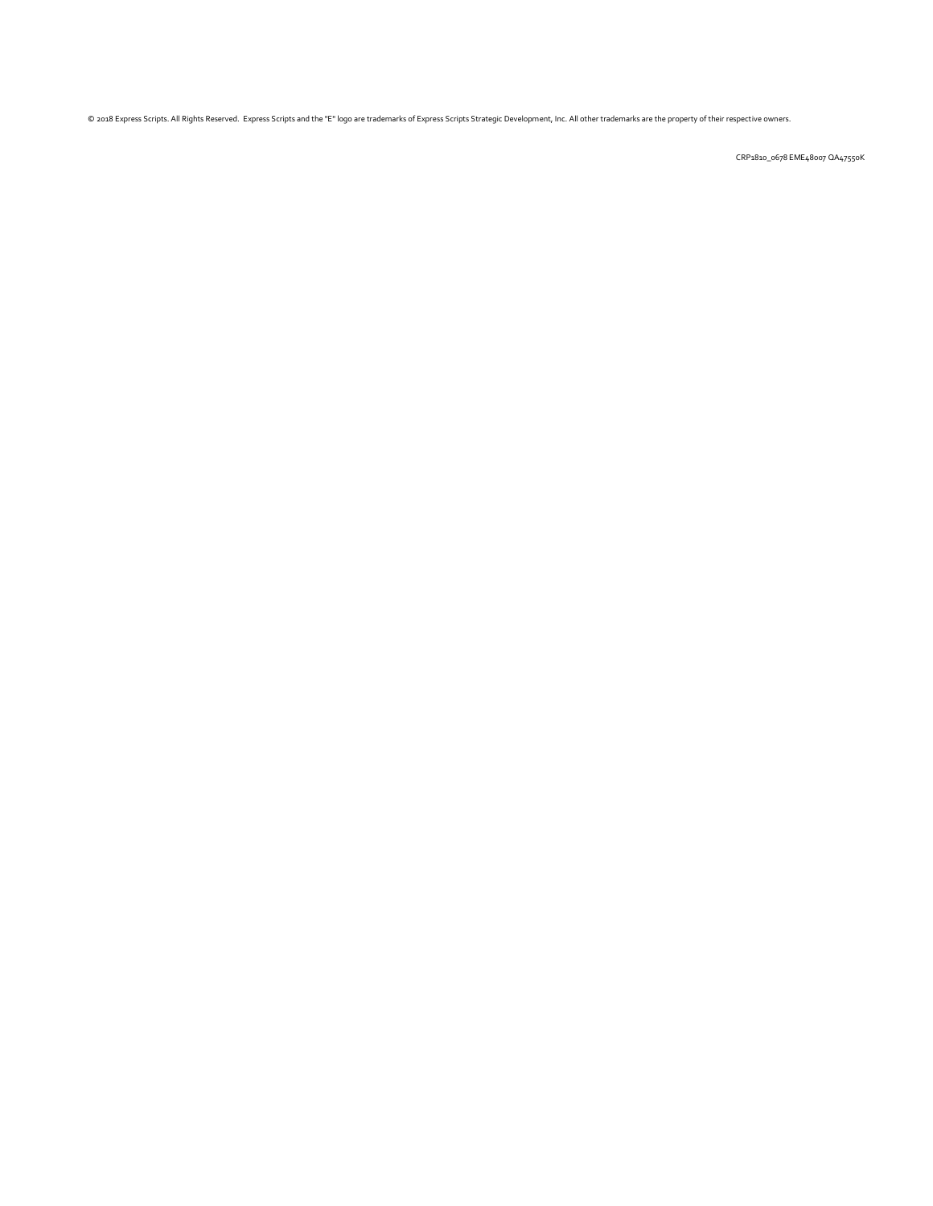© 2018 Express Scripts. All Rights Reserved. Express Scripts and the "E" logo are trademarks of Express Scripts Strategic Development, Inc. All other trademarks are the property of their respective owners.

CRP1810_0678 EME48007 QA47550K